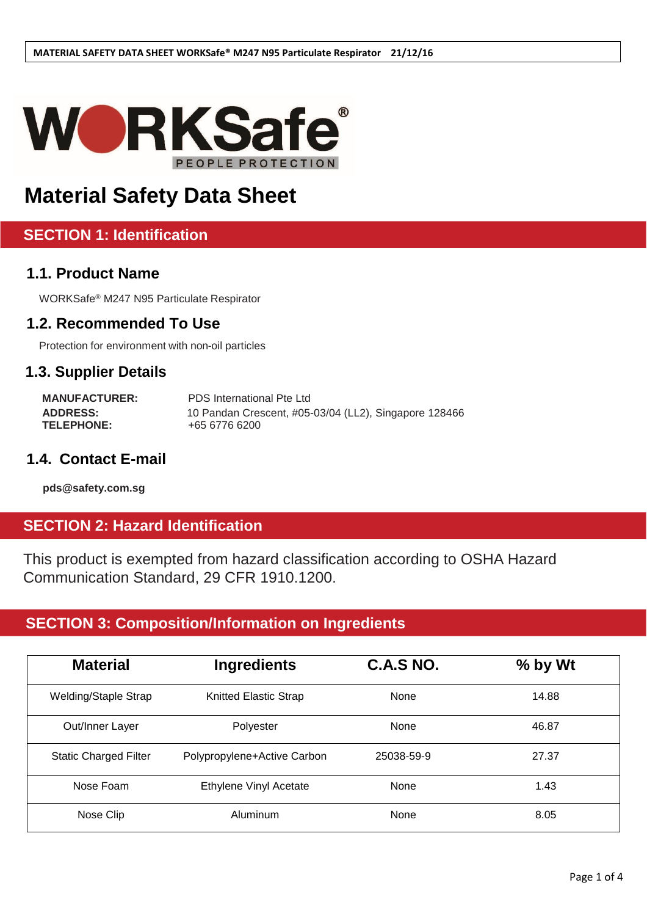# Material Safety Data Sheet

## SECTION 1: Identification

### 1.1. Product Name

WORKSafe® M247 N95 Particulate Respirator

### 1.2. Recommended To Use

Protection for environment with non-oil particles

### 1.3. Supplier Details

**MANUFACTURER:** PDS International Pte Ltd
**ADDRESS:** 10 Pandan Crescent, #05-03/04 (LL2), Singapore 128466
**TELEPHONE:** +65 6776 6200

### 1.4. Contact E-mail

**pds@safety.com.sg**

## SECTION 2: Hazard Identification

This product is exempted from hazard classification according to OSHA Hazard Communication Standard, 29 CFR 1910.1200.

## SECTION 3: Composition/Information on Ingredients

| Material | Ingredients | C.A.S NO. | % by Wt |
|---|---|---|---|
| Welding/Staple Strap | Knitted Elastic Strap | None | 14.88 |
| Out/Inner Layer | Polyester | None | 46.87 |
| Static Charged Filter | Polypropylene+Active Carbon | 25038-59-9 | 27.37 |
| Nose Foam | Ethylene Vinyl Acetate | None | 1.43 |
| Nose Clip | Aluminum | None | 8.05 |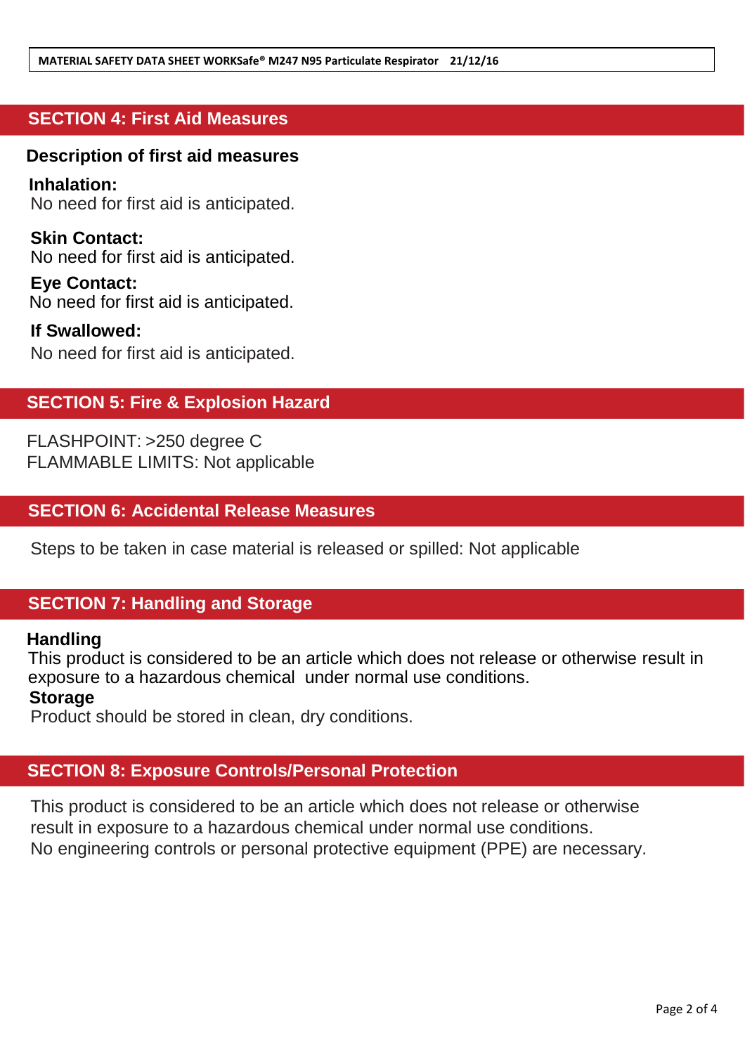## SECTION 4: First Aid Measures

### Description of first aid measures

**Inhalation:**
No need for first aid is anticipated.

**Skin Contact:**
No need for first aid is anticipated.

**Eye Contact:**
No need for first aid is anticipated.

**If Swallowed:**
No need for first aid is anticipated.

## SECTION 5: Fire & Explosion Hazard

FLASHPOINT: >250 degree C
FLAMMABLE LIMITS: Not applicable

## SECTION 6: Accidental Release Measures

Steps to be taken in case material is released or spilled: Not applicable

## SECTION 7: Handling and Storage

**Handling**
This product is considered to be an article which does not release or otherwise result in exposure to a hazardous chemical under normal use conditions.

**Storage**
Product should be stored in clean, dry conditions.

## SECTION 8: Exposure Controls/Personal Protection

This product is considered to be an article which does not release or otherwise result in exposure to a hazardous chemical under normal use conditions.
No engineering controls or personal protective equipment (PPE) are necessary.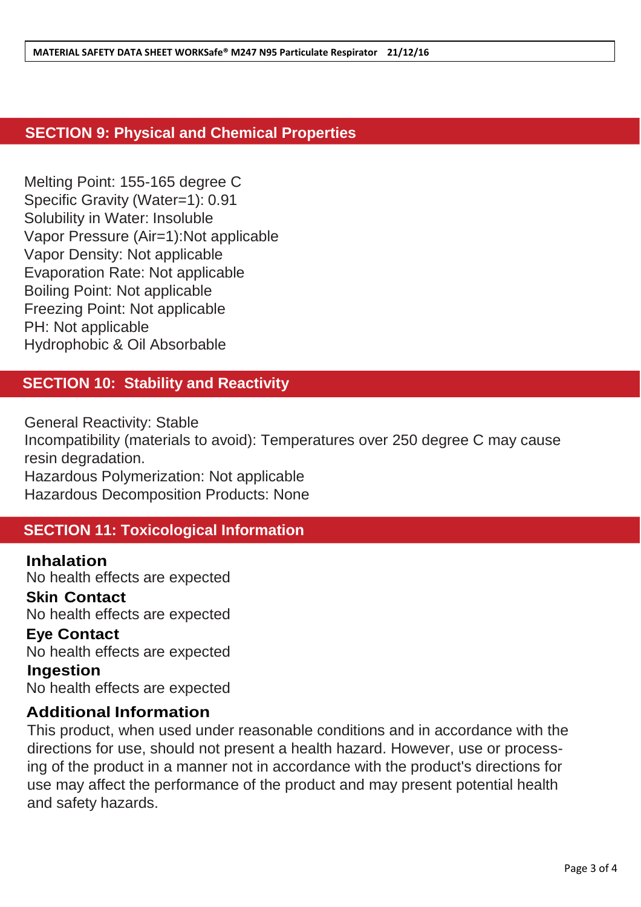## SECTION 9: Physical and Chemical Properties

Melting Point: 155-165 degree C
Specific Gravity (Water=1): 0.91
Solubility in Water: Insoluble
Vapor Pressure (Air=1):Not applicable
Vapor Density: Not applicable
Evaporation Rate: Not applicable
Boiling Point: Not applicable
Freezing Point: Not applicable
PH: Not applicable
Hydrophobic & Oil Absorbable

## SECTION 10: Stability and Reactivity

General Reactivity: Stable
Incompatibility (materials to avoid): Temperatures over 250 degree C may cause resin degradation.
Hazardous Polymerization: Not applicable
Hazardous Decomposition Products: None

## SECTION 11: Toxicological Information

### Inhalation

No health effects are expected

### Skin Contact

No health effects are expected

### Eye Contact

No health effects are expected

### Ingestion

No health effects are expected

### Additional Information

This product, when used under reasonable conditions and in accordance with the directions for use, should not present a health hazard. However, use or processing of the product in a manner not in accordance with the product's directions for use may affect the performance of the product and may present potential health and safety hazards.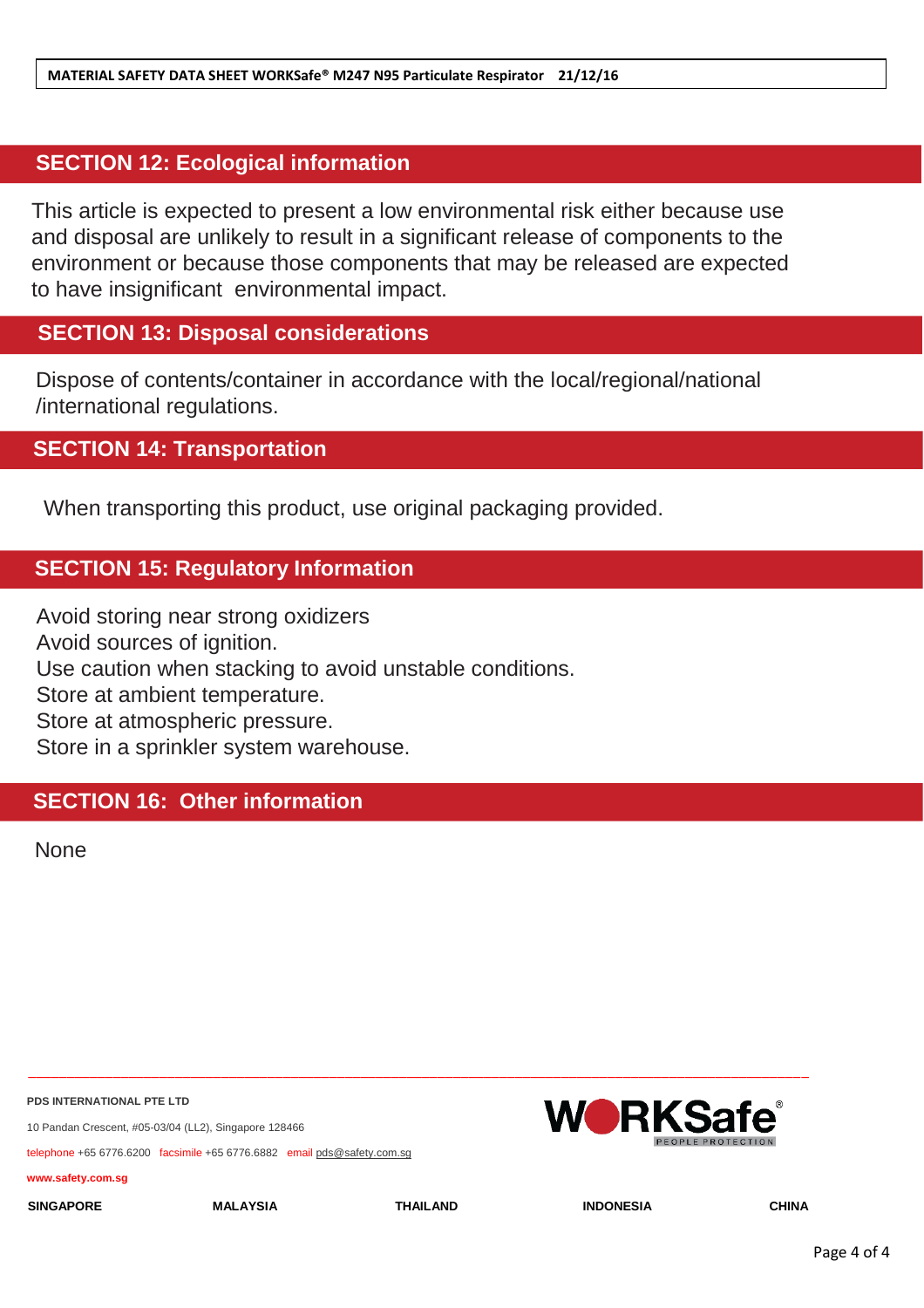## SECTION 12: Ecological information

This article is expected to present a low environmental risk either because use and disposal are unlikely to result in a significant release of components to the environment or because those components that may be released are expected to have insignificant environmental impact.

## SECTION 13: Disposal considerations

Dispose of contents/container in accordance with the local/regional/national /international regulations.

## SECTION 14: Transportation

When transporting this product, use original packaging provided.

## SECTION 15: Regulatory Information

Avoid storing near strong oxidizers
Avoid sources of ignition.
Use caution when stacking to avoid unstable conditions.
Store at ambient temperature.
Store at atmospheric pressure.
Store in a sprinkler system warehouse.

## SECTION 16: Other information

None

---

**PDS INTERNATIONAL PTE LTD**

10 Pandan Crescent, #05-03/04 (LL2), Singapore 128466

telephone +65 6776.6200 facsimile +65 6776.6882 email pds@safety.com.sg

**www.safety.com.sg**

WORKSafe® PEOPLE PROTECTION

**SINGAPORE** **MALAYSIA** **THAILAND** **INDONESIA** **CHINA**